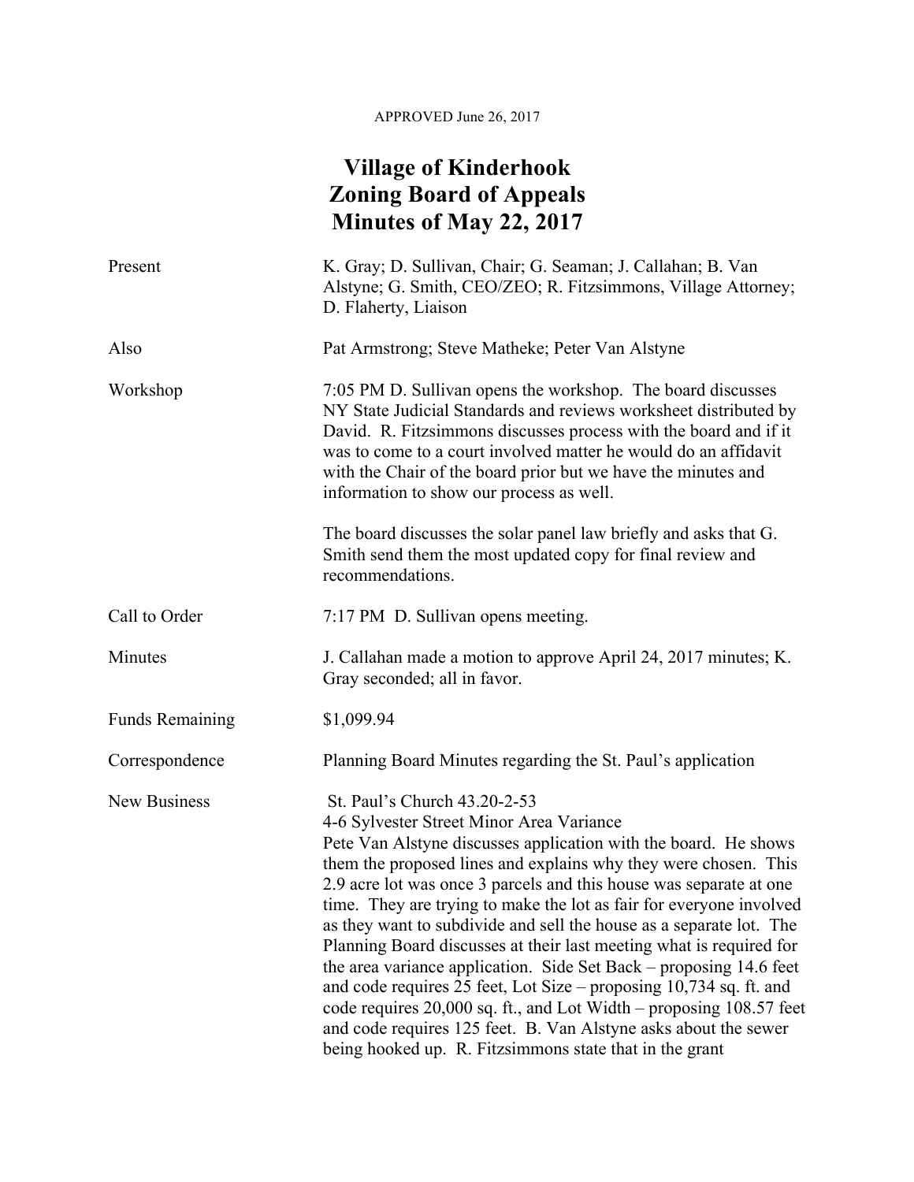APPROVED June 26, 2017

# Village of Kinderhook
# Zoning Board of Appeals
# Minutes of May 22, 2017

| | |
|---|---|
| Present | K. Gray; D. Sullivan, Chair; G. Seaman; J. Callahan; B. Van Alstyne; G. Smith, CEO/ZEO; R. Fitzsimmons, Village Attorney; D. Flaherty, Liaison |
| Also | Pat Armstrong; Steve Matheke; Peter Van Alstyne |
| Workshop | 7:05 PM D. Sullivan opens the workshop. The board discusses NY State Judicial Standards and reviews worksheet distributed by David. R. Fitzsimmons discusses process with the board and if it was to come to a court involved matter he would do an affidavit with the Chair of the board prior but we have the minutes and information to show our process as well.<br><br>The board discusses the solar panel law briefly and asks that G. Smith send them the most updated copy for final review and recommendations. |
| Call to Order | 7:17 PM D. Sullivan opens meeting. |
| Minutes | J. Callahan made a motion to approve April 24, 2017 minutes; K. Gray seconded; all in favor. |
| Funds Remaining | $1,099.94 |
| Correspondence | Planning Board Minutes regarding the St. Paul's application |
| New Business | St. Paul's Church 43.20-2-53<br>4-6 Sylvester Street Minor Area Variance<br>Pete Van Alstyne discusses application with the board. He shows them the proposed lines and explains why they were chosen. This 2.9 acre lot was once 3 parcels and this house was separate at one time. They are trying to make the lot as fair for everyone involved as they want to subdivide and sell the house as a separate lot. The Planning Board discusses at their last meeting what is required for the area variance application. Side Set Back – proposing 14.6 feet and code requires 25 feet, Lot Size – proposing 10,734 sq. ft. and code requires 20,000 sq. ft., and Lot Width – proposing 108.57 feet and code requires 125 feet. B. Van Alstyne asks about the sewer being hooked up. R. Fitzsimmons state that in the grant |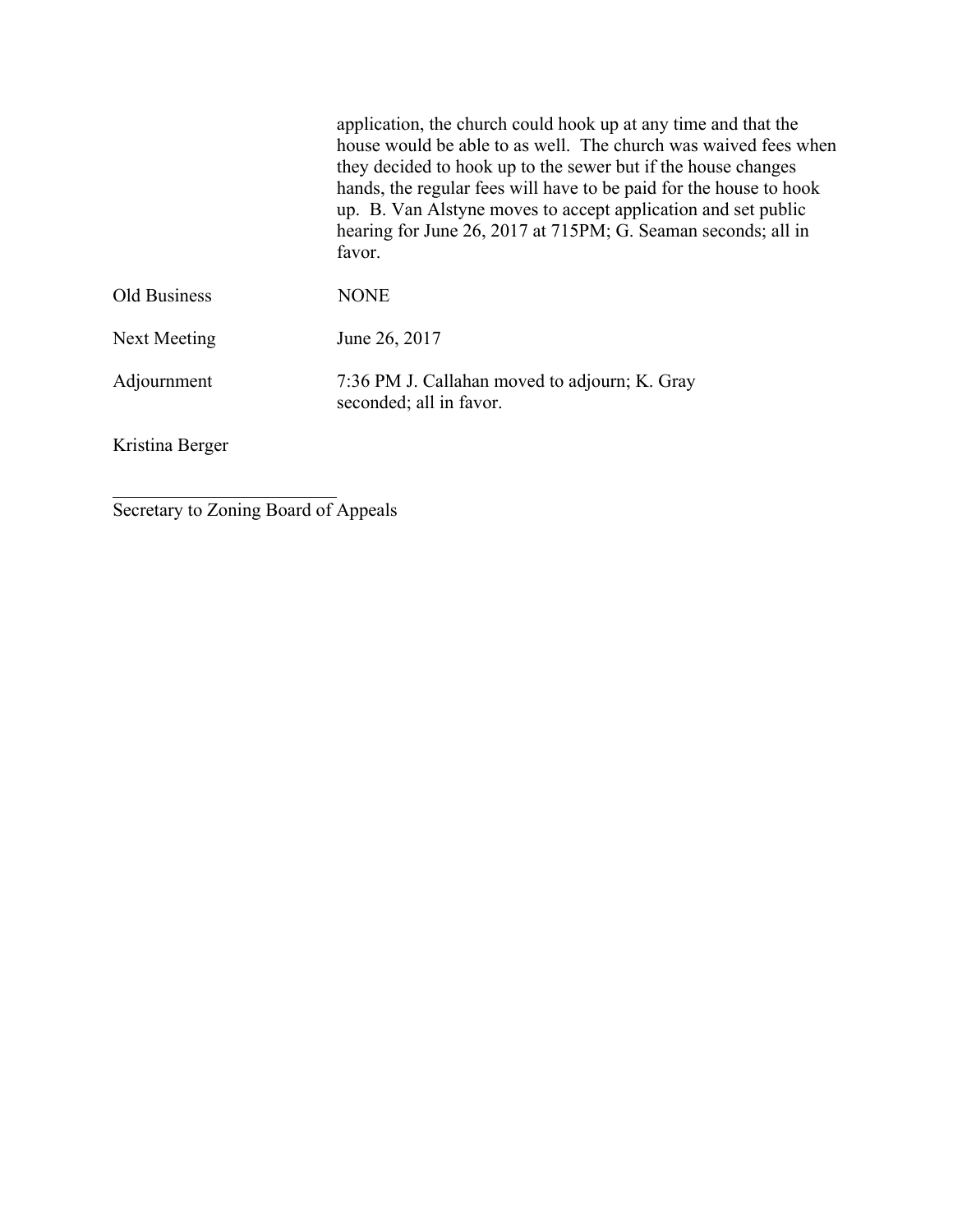application, the church could hook up at any time and that the house would be able to as well. The church was waived fees when they decided to hook up to the sewer but if the house changes hands, the regular fees will have to be paid for the house to hook up. B. Van Alstyne moves to accept application and set public hearing for June 26, 2017 at 715PM; G. Seaman seconds; all in favor.

| | |
|---|---|
| Old Business | NONE |
| Next Meeting | June 26, 2017 |
| Adjournment | 7:36 PM J. Callahan moved to adjourn; K. Gray seconded; all in favor. |

Kristina Berger

\_\_\_\_\_\_\_\_\_\_\_\_\_\_\_\_\_\_\_\_\_\_\_\_\_

Secretary to Zoning Board of Appeals